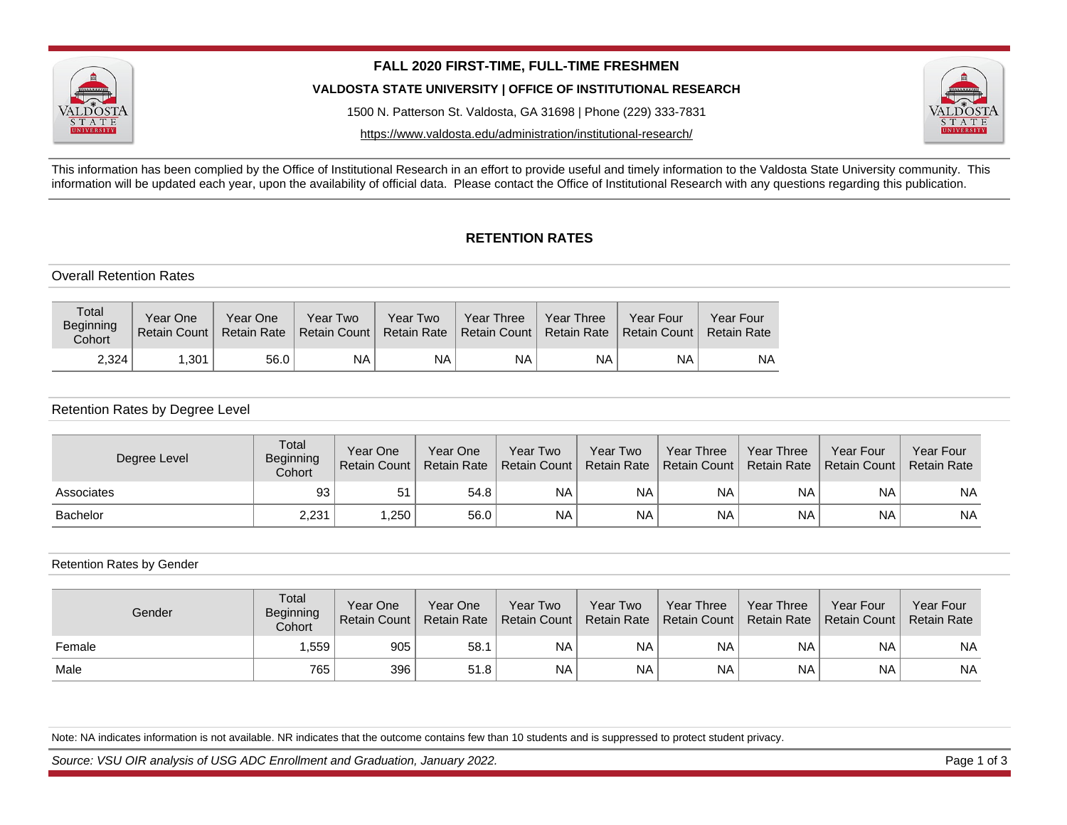# FALL 2020 FIRST-TIME, FULL-TIME FRESHMEN

**VALDOSTA STATE UNIVERSITY | OFFICE OF INSTITUTIONAL RESEARCH**

1500 N. Patterson St. Valdosta, GA 31698 | Phone (229) 333-7831

https://www.valdosta.edu/administration/institutional-research/

This information has been complied by the Office of Institutional Research in an effort to provide useful and timely information to the Valdosta State University community. This information will be updated each year, upon the availability of official data. Please contact the Office of Institutional Research with any questions regarding this publication.

## RETENTION RATES

### Overall Retention Rates

| Total Beginning Cohort | Year One Retain Count | Year One Retain Rate | Year Two Retain Count | Year Two Retain Rate | Year Three Retain Count | Year Three Retain Rate | Year Four Retain Count | Year Four Retain Rate |
|---|---|---|---|---|---|---|---|---|
| 2,324 | 1,301 | 56.0 | NA | NA | NA | NA | NA | NA |

### Retention Rates by Degree Level

| Degree Level | Total Beginning Cohort | Year One Retain Count | Year One Retain Rate | Year Two Retain Count | Year Two Retain Rate | Year Three Retain Count | Year Three Retain Rate | Year Four Retain Count | Year Four Retain Rate |
|---|---|---|---|---|---|---|---|---|---|
| Associates | 93 | 51 | 54.8 | NA | NA | NA | NA | NA | NA |
| Bachelor | 2,231 | 1,250 | 56.0 | NA | NA | NA | NA | NA | NA |

### Retention Rates by Gender

| Gender | Total Beginning Cohort | Year One Retain Count | Year One Retain Rate | Year Two Retain Count | Year Two Retain Rate | Year Three Retain Count | Year Three Retain Rate | Year Four Retain Count | Year Four Retain Rate |
|---|---|---|---|---|---|---|---|---|---|
| Female | 1,559 | 905 | 58.1 | NA | NA | NA | NA | NA | NA |
| Male | 765 | 396 | 51.8 | NA | NA | NA | NA | NA | NA |

Note: NA indicates information is not available. NR indicates that the outcome contains few than 10 students and is suppressed to protect student privacy.

*Source: VSU OIR analysis of USG ADC Enrollment and Graduation, January 2022.*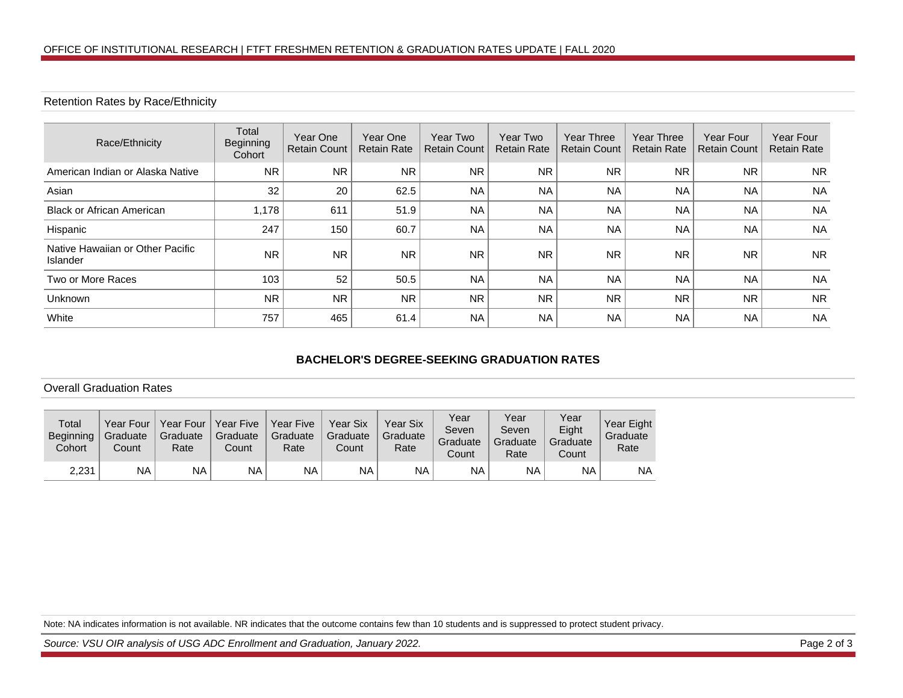## Retention Rates by Race/Ethnicity

| Race/Ethnicity | Total Beginning Cohort | Year One Retain Count | Year One Retain Rate | Year Two Retain Count | Year Two Retain Rate | Year Three Retain Count | Year Three Retain Rate | Year Four Retain Count | Year Four Retain Rate |
|---|---|---|---|---|---|---|---|---|---|
| American Indian or Alaska Native | NR | NR | NR | NR | NR | NR | NR | NR | NR |
| Asian | 32 | 20 | 62.5 | NA | NA | NA | NA | NA | NA |
| Black or African American | 1,178 | 611 | 51.9 | NA | NA | NA | NA | NA | NA |
| Hispanic | 247 | 150 | 60.7 | NA | NA | NA | NA | NA | NA |
| Native Hawaiian or Other Pacific Islander | NR | NR | NR | NR | NR | NR | NR | NR | NR |
| Two or More Races | 103 | 52 | 50.5 | NA | NA | NA | NA | NA | NA |
| Unknown | NR | NR | NR | NR | NR | NR | NR | NR | NR |
| White | 757 | 465 | 61.4 | NA | NA | NA | NA | NA | NA |

## BACHELOR'S DEGREE-SEEKING GRADUATION RATES

### Overall Graduation Rates

| Total Beginning Cohort | Year Four Graduate Count | Year Four Graduate Rate | Year Five Graduate Count | Year Five Graduate Rate | Year Six Graduate Count | Year Six Graduate Rate | Year Seven Graduate Count | Year Seven Graduate Rate | Year Eight Graduate Count | Year Eight Graduate Rate |
|---|---|---|---|---|---|---|---|---|---|---|
| 2,231 | NA | NA | NA | NA | NA | NA | NA | NA | NA | NA |

Note: NA indicates information is not available. NR indicates that the outcome contains few than 10 students and is suppressed to protect student privacy.

*Source: VSU OIR analysis of USG ADC Enrollment and Graduation, January 2022.*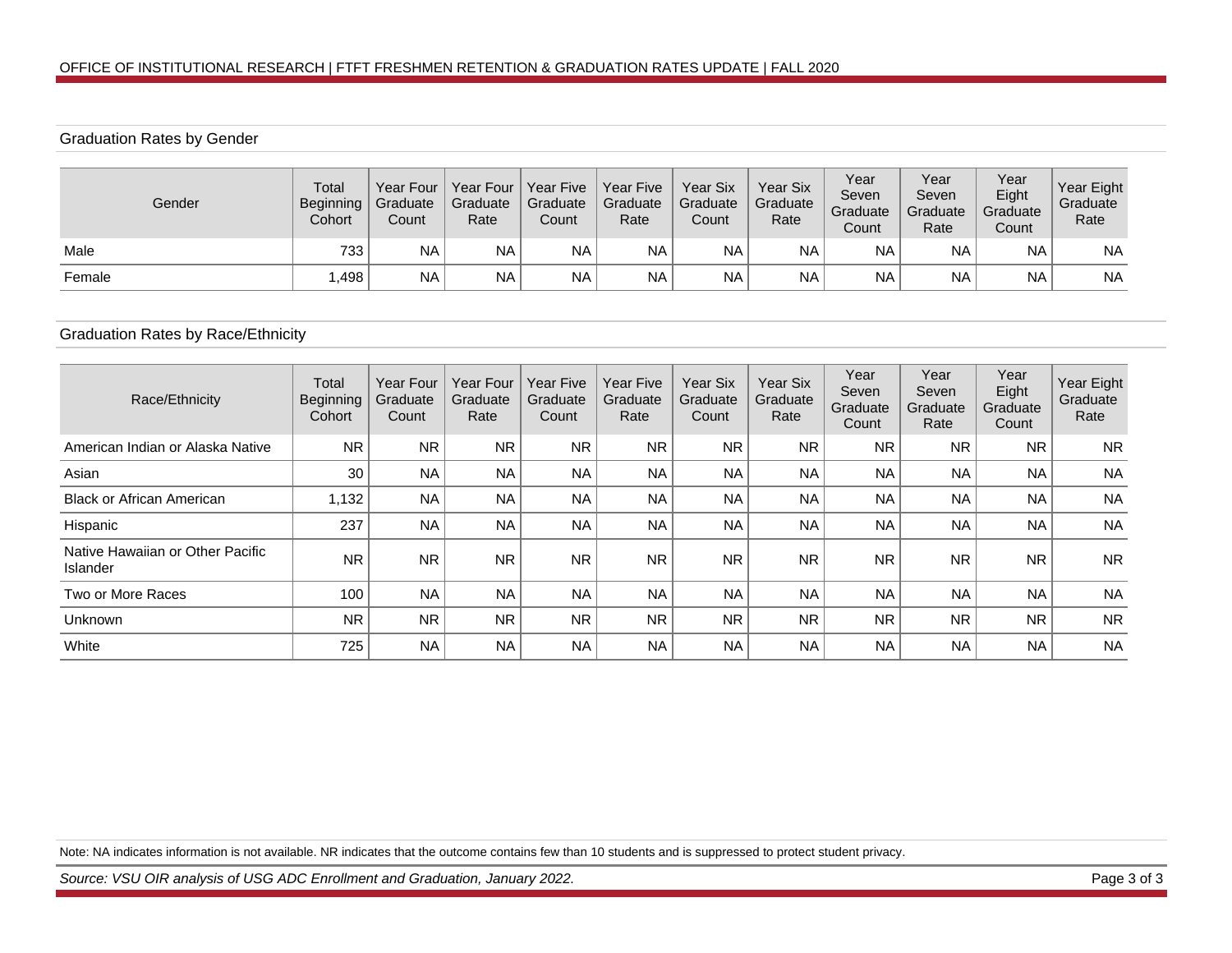## Graduation Rates by Gender

| Gender | Total Beginning Cohort | Year Four Graduate Count | Year Four Graduate Rate | Year Five Graduate Count | Year Five Graduate Rate | Year Six Graduate Count | Year Six Graduate Rate | Year Seven Graduate Count | Year Seven Graduate Rate | Year Eight Graduate Count | Year Eight Graduate Rate |
| --- | --- | --- | --- | --- | --- | --- | --- | --- | --- | --- | --- |
| Male | 733 | NA | NA | NA | NA | NA | NA | NA | NA | NA | NA |
| Female | 1,498 | NA | NA | NA | NA | NA | NA | NA | NA | NA | NA |

## Graduation Rates by Race/Ethnicity

| Race/Ethnicity | Total Beginning Cohort | Year Four Graduate Count | Year Four Graduate Rate | Year Five Graduate Count | Year Five Graduate Rate | Year Six Graduate Count | Year Six Graduate Rate | Year Seven Graduate Count | Year Seven Graduate Rate | Year Eight Graduate Count | Year Eight Graduate Rate |
| --- | --- | --- | --- | --- | --- | --- | --- | --- | --- | --- | --- |
| American Indian or Alaska Native | NR | NR | NR | NR | NR | NR | NR | NR | NR | NR | NR |
| Asian | 30 | NA | NA | NA | NA | NA | NA | NA | NA | NA | NA |
| Black or African American | 1,132 | NA | NA | NA | NA | NA | NA | NA | NA | NA | NA |
| Hispanic | 237 | NA | NA | NA | NA | NA | NA | NA | NA | NA | NA |
| Native Hawaiian or Other Pacific Islander | NR | NR | NR | NR | NR | NR | NR | NR | NR | NR | NR |
| Two or More Races | 100 | NA | NA | NA | NA | NA | NA | NA | NA | NA | NA |
| Unknown | NR | NR | NR | NR | NR | NR | NR | NR | NR | NR | NR |
| White | 725 | NA | NA | NA | NA | NA | NA | NA | NA | NA | NA |

Note: NA indicates information is not available. NR indicates that the outcome contains few than 10 students and is suppressed to protect student privacy.

*Source: VSU OIR analysis of USG ADC Enrollment and Graduation, January 2022.*